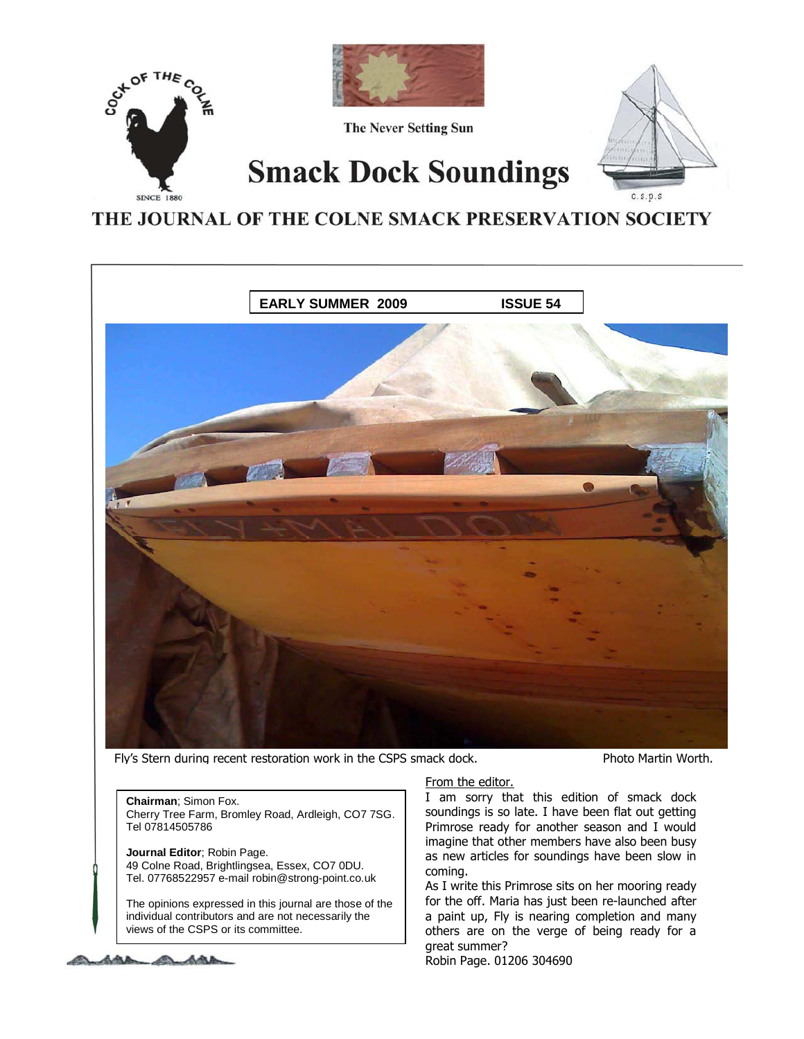The Never Setting Sun

# Smack Dock Soundings

## THE JOURNAL OF THE COLNE SMACK PRESERVATION SOCIETY

**EARLY SUMMER 2009** **ISSUE 54**

Fly's Stern during recent restoration work in the CSPS smack dock. Photo Martin Worth.

**Chairman**; Simon Fox.
Cherry Tree Farm, Bromley Road, Ardleigh, CO7 7SG.
Tel 07814505786

**Journal Editor**; Robin Page.
49 Colne Road, Brightlingsea, Essex, CO7 0DU.
Tel. 07768522957 e-mail robin@strong-point.co.uk

The opinions expressed in this journal are those of the individual contributors and are not necessarily the views of the CSPS or its committee.

From the editor.

I am sorry that this edition of smack dock soundings is so late. I have been flat out getting Primrose ready for another season and I would imagine that other members have also been busy as new articles for soundings have been slow in coming.

As I write this Primrose sits on her mooring ready for the off. Maria has just been re-launched after a paint up, Fly is nearing completion and many others are on the verge of being ready for a great summer?

Robin Page. 01206 304690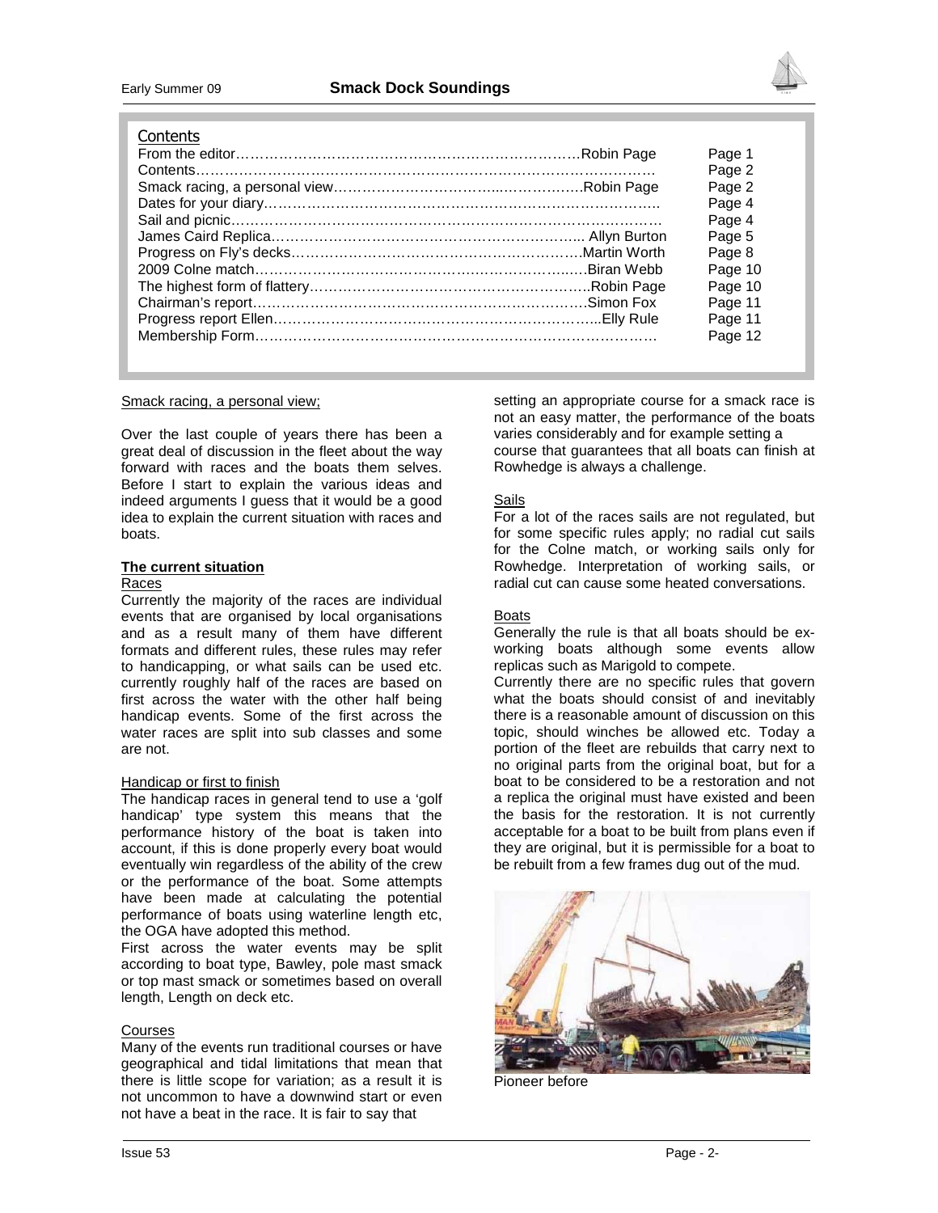## Contents

| | | |
|---|---|---|
| From the editor | Robin Page | Page 1 |
| Contents | | Page 2 |
| Smack racing, a personal view | Robin Page | Page 2 |
| Dates for your diary | | Page 4 |
| Sail and picnic | | Page 4 |
| James Caird Replica | Allyn Burton | Page 5 |
| Progress on Fly's decks | Martin Worth | Page 8 |
| 2009 Colne match | Biran Webb | Page 10 |
| The highest form of flattery | Robin Page | Page 10 |
| Chairman's report | Simon Fox | Page 11 |
| Progress report Ellen | Elly Rule | Page 11 |
| Membership Form | | Page 12 |

Smack racing, a personal view;

Over the last couple of years there has been a great deal of discussion in the fleet about the way forward with races and the boats them selves. Before I start to explain the various ideas and indeed arguments I guess that it would be a good idea to explain the current situation with races and boats.

**The current situation**

Races

Currently the majority of the races are individual events that are organised by local organisations and as a result many of them have different formats and different rules, these rules may refer to handicapping, or what sails can be used etc. currently roughly half of the races are based on first across the water with the other half being handicap events. Some of the first across the water races are split into sub classes and some are not.

Handicap or first to finish

The handicap races in general tend to use a 'golf handicap' type system this means that the performance history of the boat is taken into account, if this is done properly every boat would eventually win regardless of the ability of the crew or the performance of the boat. Some attempts have been made at calculating the potential performance of boats using waterline length etc, the OGA have adopted this method.

First across the water events may be split according to boat type, Bawley, pole mast smack or top mast smack or sometimes based on overall length, Length on deck etc.

Courses

Many of the events run traditional courses or have geographical and tidal limitations that mean that there is little scope for variation; as a result it is not uncommon to have a downwind start or even not have a beat in the race. It is fair to say that setting an appropriate course for a smack race is not an easy matter, the performance of the boats varies considerably and for example setting a course that guarantees that all boats can finish at Rowhedge is always a challenge.

Sails

For a lot of the races sails are not regulated, but for some specific rules apply; no radial cut sails for the Colne match, or working sails only for Rowhedge. Interpretation of working sails, or radial cut can cause some heated conversations.

Boats

Generally the rule is that all boats should be ex-working boats although some events allow replicas such as Marigold to compete.

Currently there are no specific rules that govern what the boats should consist of and inevitably there is a reasonable amount of discussion on this topic, should winches be allowed etc. Today a portion of the fleet are rebuilds that carry next to no original parts from the original boat, but for a boat to be considered to be a restoration and not a replica the original must have existed and been the basis for the restoration. It is not currently acceptable for a boat to be built from plans even if they are original, but it is permissible for a boat to be rebuilt from a few frames dug out of the mud.

Pioneer before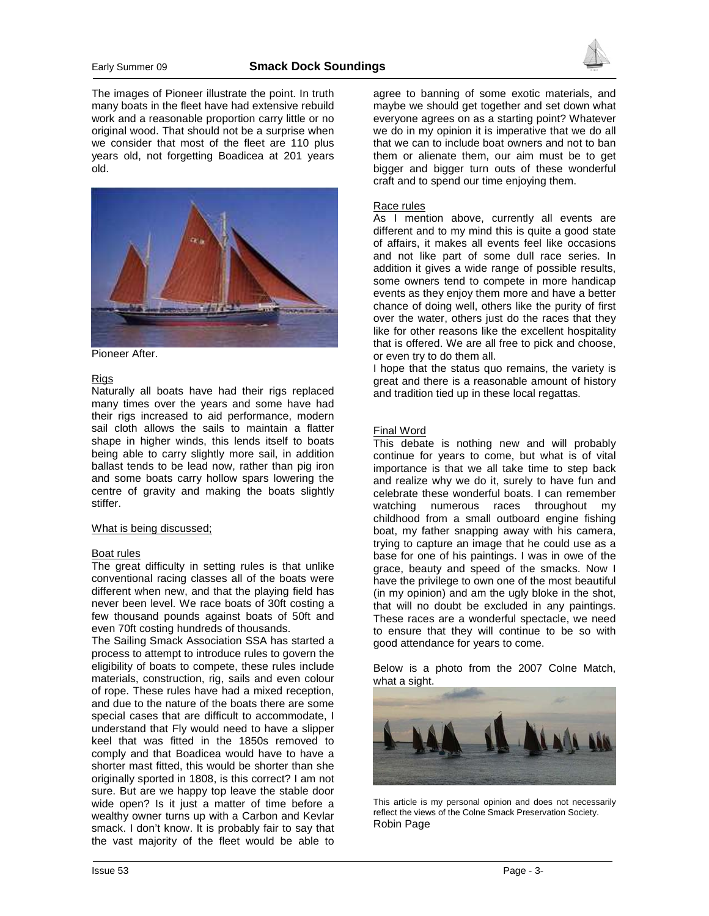The images of Pioneer illustrate the point. In truth many boats in the fleet have had extensive rebuild work and a reasonable proportion carry little or no original wood. That should not be a surprise when we consider that most of the fleet are 110 plus years old, not forgetting Boadicea at 201 years old.

Pioneer After.

Rigs

Naturally all boats have had their rigs replaced many times over the years and some have had their rigs increased to aid performance, modern sail cloth allows the sails to maintain a flatter shape in higher winds, this lends itself to boats being able to carry slightly more sail, in addition ballast tends to be lead now, rather than pig iron and some boats carry hollow spars lowering the centre of gravity and making the boats slightly stiffer.

What is being discussed;

Boat rules

The great difficulty in setting rules is that unlike conventional racing classes all of the boats were different when new, and that the playing field has never been level. We race boats of 30ft costing a few thousand pounds against boats of 50ft and even 70ft costing hundreds of thousands.

The Sailing Smack Association SSA has started a process to attempt to introduce rules to govern the eligibility of boats to compete, these rules include materials, construction, rig, sails and even colour of rope. These rules have had a mixed reception, and due to the nature of the boats there are some special cases that are difficult to accommodate, I understand that Fly would need to have a slipper keel that was fitted in the 1850s removed to comply and that Boadicea would have to have a shorter mast fitted, this would be shorter than she originally sported in 1808, is this correct? I am not sure. But are we happy top leave the stable door wide open? Is it just a matter of time before a wealthy owner turns up with a Carbon and Kevlar smack. I don't know. It is probably fair to say that the vast majority of the fleet would be able to agree to banning of some exotic materials, and maybe we should get together and set down what everyone agrees on as a starting point? Whatever we do in my opinion it is imperative that we do all that we can to include boat owners and not to ban them or alienate them, our aim must be to get bigger and bigger turn outs of these wonderful craft and to spend our time enjoying them.

Race rules

As I mention above, currently all events are different and to my mind this is quite a good state of affairs, it makes all events feel like occasions and not like part of some dull race series. In addition it gives a wide range of possible results, some owners tend to compete in more handicap events as they enjoy them more and have a better chance of doing well, others like the purity of first over the water, others just do the races that they like for other reasons like the excellent hospitality that is offered. We are all free to pick and choose, or even try to do them all.

I hope that the status quo remains, the variety is great and there is a reasonable amount of history and tradition tied up in these local regattas.

Final Word

This debate is nothing new and will probably continue for years to come, but what is of vital importance is that we all take time to step back and realize why we do it, surely to have fun and celebrate these wonderful boats. I can remember watching numerous races throughout my childhood from a small outboard engine fishing boat, my father snapping away with his camera, trying to capture an image that he could use as a base for one of his paintings. I was in owe of the grace, beauty and speed of the smacks. Now I have the privilege to own one of the most beautiful (in my opinion) and am the ugly bloke in the shot, that will no doubt be excluded in any paintings. These races are a wonderful spectacle, we need to ensure that they will continue to be so with good attendance for years to come.

Below is a photo from the 2007 Colne Match, what a sight.

This article is my personal opinion and does not necessarily reflect the views of the Colne Smack Preservation Society.
Robin Page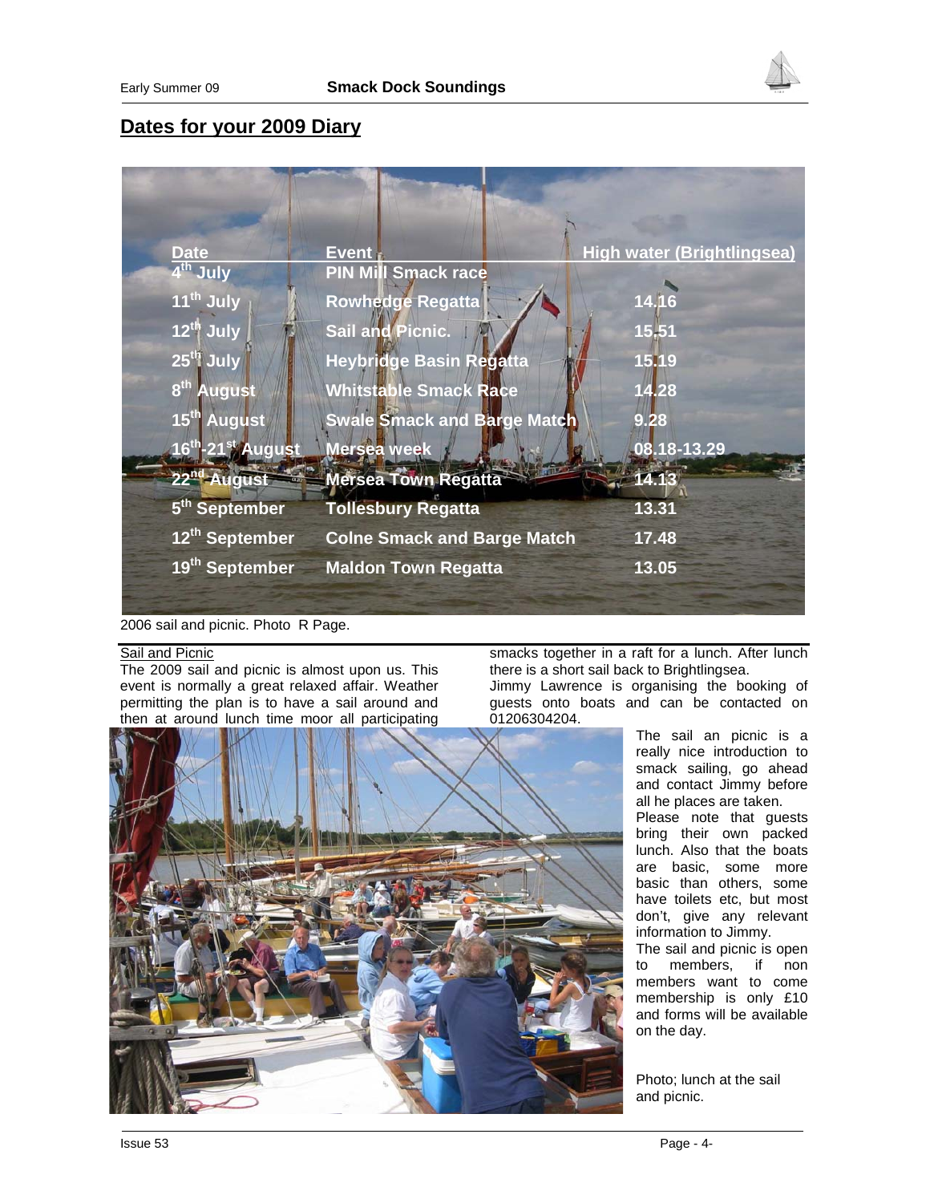## Dates for your 2009 Diary

| Date | Event | High water (Brightlingsea) |
|---|---|---|
| 4th July | PIN Mill Smack race | |
| 11th July | Rowhedge Regatta | 14.16 |
| 12th July | Sail and Picnic. | 15.51 |
| 25th July | Heybridge Basin Regatta | 15.19 |
| 8th August | Whitstable Smack Race | 14.28 |
| 15th August | Swale Smack and Barge Match | 9.28 |
| 16th-21st August | Mersea week | 08.18-13.29 |
| 22nd August | Mersea Town Regatta | 14.13 |
| 5th September | Tollesbury Regatta | 13.31 |
| 12th September | Colne Smack and Barge Match | 17.48 |
| 19th September | Maldon Town Regatta | 13.05 |

2006 sail and picnic. Photo R Page.

Sail and Picnic

The 2009 sail and picnic is almost upon us. This event is normally a great relaxed affair. Weather permitting the plan is to have a sail around and then at around lunch time moor all participating smacks together in a raft for a lunch. After lunch there is a short sail back to Brightlingsea.

Jimmy Lawrence is organising the booking of guests onto boats and can be contacted on 01206304204.

The sail an picnic is a really nice introduction to smack sailing, go ahead and contact Jimmy before all he places are taken.

Please note that guests bring their own packed lunch. Also that the boats are basic, some more basic than others, some have toilets etc, but most don't, give any relevant information to Jimmy.

The sail and picnic is open to members, if non members want to come membership is only £10 and forms will be available on the day.

Photo; lunch at the sail and picnic.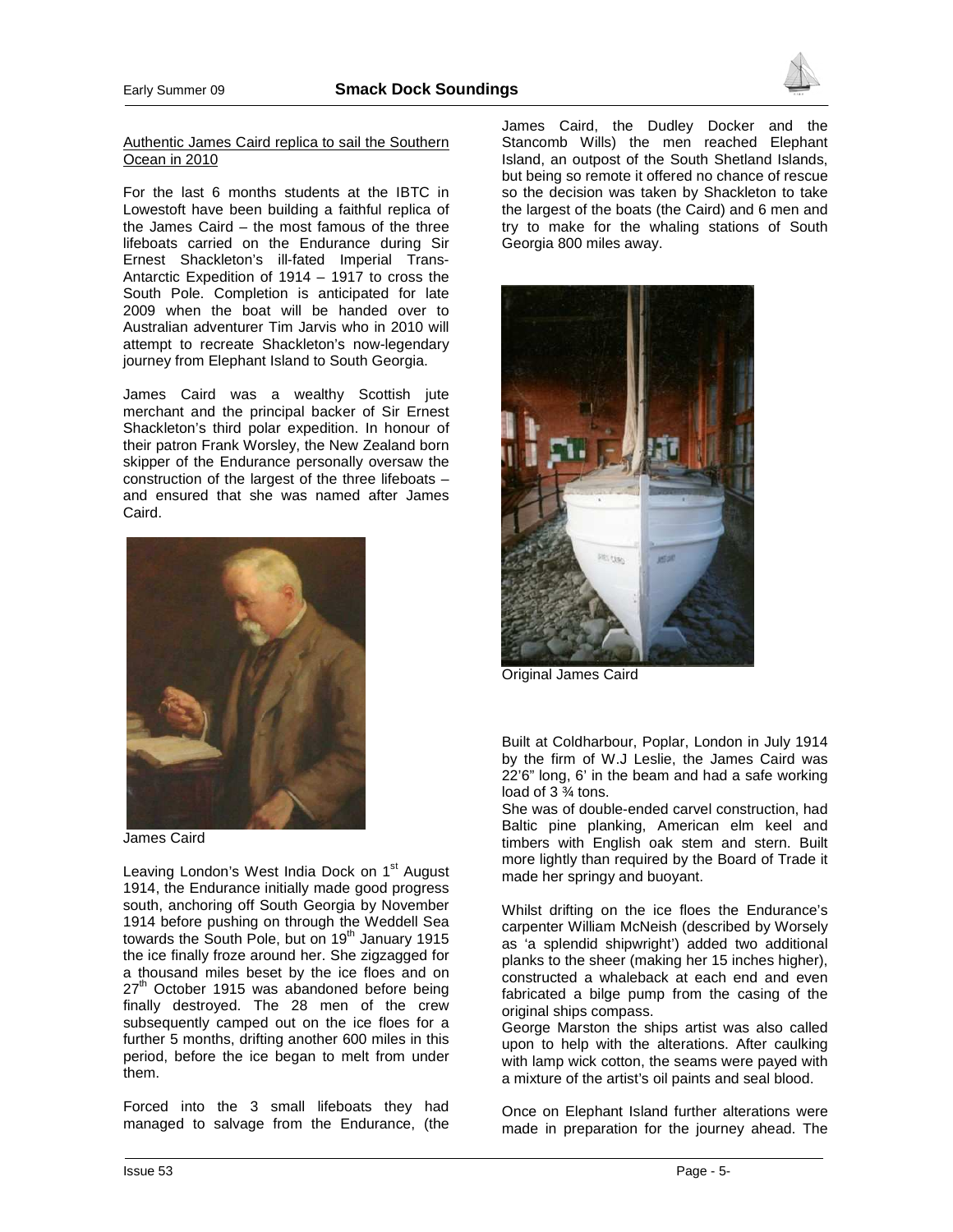## Authentic James Caird replica to sail the Southern Ocean in 2010

For the last 6 months students at the IBTC in Lowestoft have been building a faithful replica of the James Caird – the most famous of the three lifeboats carried on the Endurance during Sir Ernest Shackleton's ill-fated Imperial Trans-Antarctic Expedition of 1914 – 1917 to cross the South Pole. Completion is anticipated for late 2009 when the boat will be handed over to Australian adventurer Tim Jarvis who in 2010 will attempt to recreate Shackleton's now-legendary journey from Elephant Island to South Georgia.

James Caird was a wealthy Scottish jute merchant and the principal backer of Sir Ernest Shackleton's third polar expedition. In honour of their patron Frank Worsley, the New Zealand born skipper of the Endurance personally oversaw the construction of the largest of the three lifeboats – and ensured that she was named after James Caird.

James Caird

Leaving London's West India Dock on 1st August 1914, the Endurance initially made good progress south, anchoring off South Georgia by November 1914 before pushing on through the Weddell Sea towards the South Pole, but on 19th January 1915 the ice finally froze around her. She zigzagged for a thousand miles beset by the ice floes and on 27th October 1915 was abandoned before being finally destroyed. The 28 men of the crew subsequently camped out on the ice floes for a further 5 months, drifting another 600 miles in this period, before the ice began to melt from under them.

Forced into the 3 small lifeboats they had managed to salvage from the Endurance, (the James Caird, the Dudley Docker and the Stancomb Wills) the men reached Elephant Island, an outpost of the South Shetland Islands, but being so remote it offered no chance of rescue so the decision was taken by Shackleton to take the largest of the boats (the Caird) and 6 men and try to make for the whaling stations of South Georgia 800 miles away.

Original James Caird

Built at Coldharbour, Poplar, London in July 1914 by the firm of W.J Leslie, the James Caird was 22'6" long, 6' in the beam and had a safe working load of 3 ¾ tons.

She was of double-ended carvel construction, had Baltic pine planking, American elm keel and timbers with English oak stem and stern. Built more lightly than required by the Board of Trade it made her springy and buoyant.

Whilst drifting on the ice floes the Endurance's carpenter William McNeish (described by Worsely as 'a splendid shipwright') added two additional planks to the sheer (making her 15 inches higher), constructed a whaleback at each end and even fabricated a bilge pump from the casing of the original ships compass.

George Marston the ships artist was also called upon to help with the alterations. After caulking with lamp wick cotton, the seams were payed with a mixture of the artist's oil paints and seal blood.

Once on Elephant Island further alterations were made in preparation for the journey ahead. The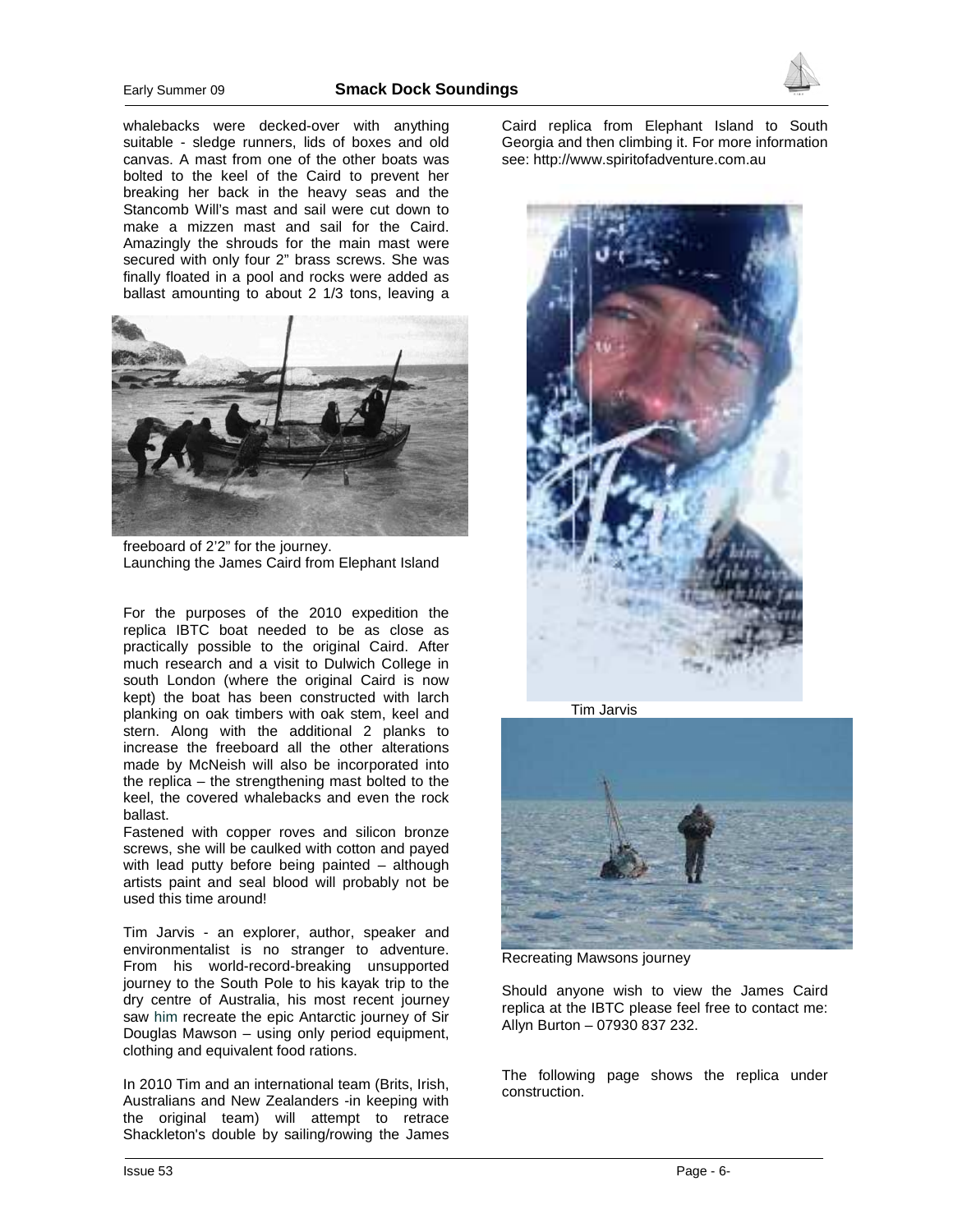whalebacks were decked-over with anything suitable - sledge runners, lids of boxes and old canvas. A mast from one of the other boats was bolted to the keel of the Caird to prevent her breaking her back in the heavy seas and the Stancomb Will's mast and sail were cut down to make a mizzen mast and sail for the Caird. Amazingly the shrouds for the main mast were secured with only four 2" brass screws. She was finally floated in a pool and rocks were added as ballast amounting to about 2 1/3 tons, leaving a freeboard of 2'2" for the journey.

Launching the James Caird from Elephant Island

For the purposes of the 2010 expedition the replica IBTC boat needed to be as close as practically possible to the original Caird. After much research and a visit to Dulwich College in south London (where the original Caird is now kept) the boat has been constructed with larch planking on oak timbers with oak stem, keel and stern. Along with the additional 2 planks to increase the freeboard all the other alterations made by McNeish will also be incorporated into the replica – the strengthening mast bolted to the keel, the covered whalebacks and even the rock ballast.

Fastened with copper roves and silicon bronze screws, she will be caulked with cotton and payed with lead putty before being painted – although artists paint and seal blood will probably not be used this time around!

Tim Jarvis - an explorer, author, speaker and environmentalist is no stranger to adventure. From his world-record-breaking unsupported journey to the South Pole to his kayak trip to the dry centre of Australia, his most recent journey saw him recreate the epic Antarctic journey of Sir Douglas Mawson – using only period equipment, clothing and equivalent food rations.

In 2010 Tim and an international team (Brits, Irish, Australians and New Zealanders -in keeping with the original team) will attempt to retrace Shackleton's double by sailing/rowing the James Caird replica from Elephant Island to South Georgia and then climbing it. For more information see: http://www.spiritofadventure.com.au

Tim Jarvis

Recreating Mawsons journey

Should anyone wish to view the James Caird replica at the IBTC please feel free to contact me: Allyn Burton – 07930 837 232.

The following page shows the replica under construction.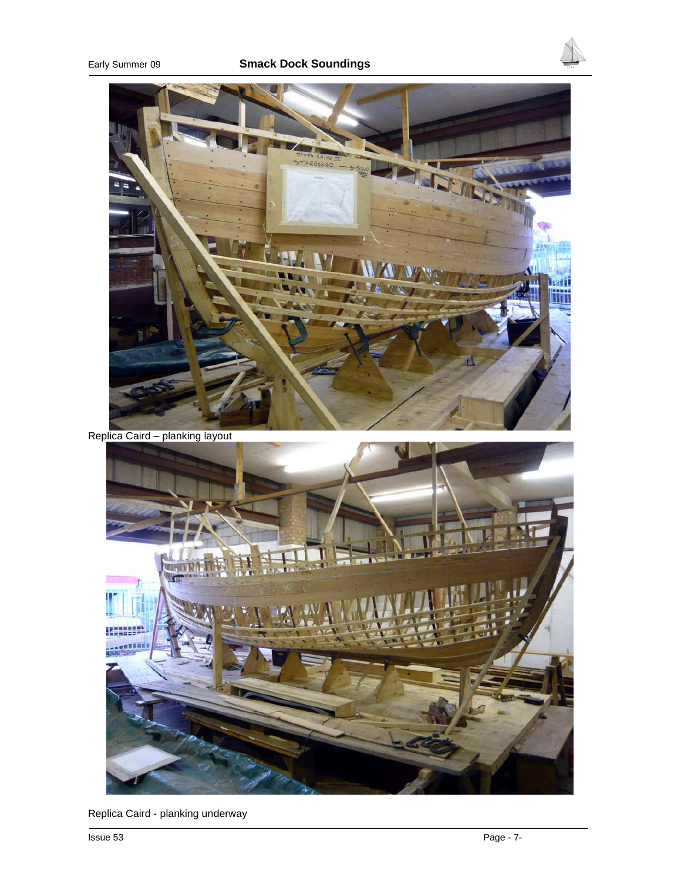Replica Caird – planking layout

Replica Caird - planking underway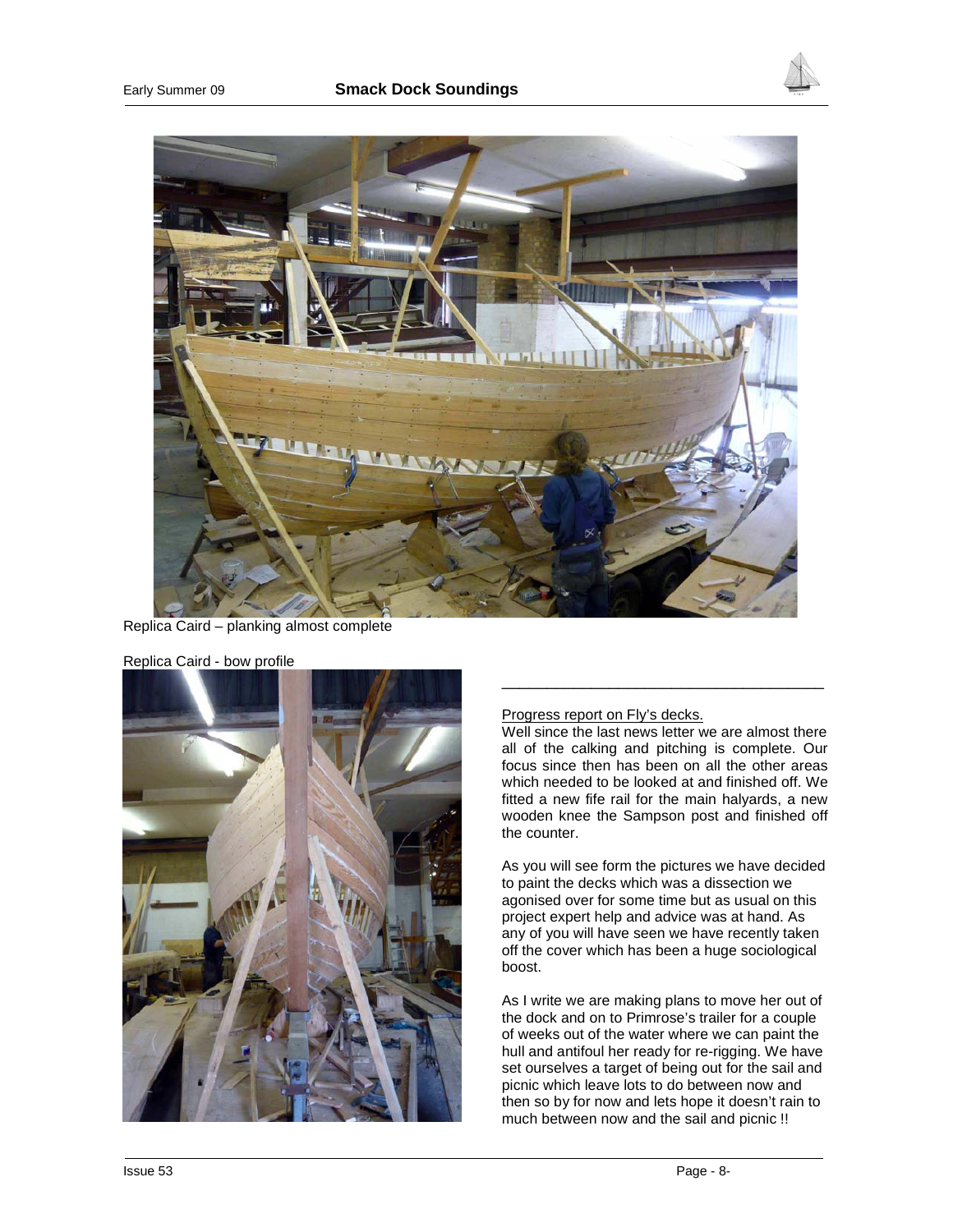Replica Caird – planking almost complete

Replica Caird - bow profile

---

Progress report on Fly's decks.

Well since the last news letter we are almost there all of the calking and pitching is complete. Our focus since then has been on all the other areas which needed to be looked at and finished off. We fitted a new fife rail for the main halyards, a new wooden knee the Sampson post and finished off the counter.

As you will see form the pictures we have decided to paint the decks which was a dissection we agonised over for some time but as usual on this project expert help and advice was at hand. As any of you will have seen we have recently taken off the cover which has been a huge sociological boost.

As I write we are making plans to move her out of the dock and on to Primrose's trailer for a couple of weeks out of the water where we can paint the hull and antifoul her ready for re-rigging. We have set ourselves a target of being out for the sail and picnic which leave lots to do between now and then so by for now and lets hope it doesn't rain to much between now and the sail and picnic !!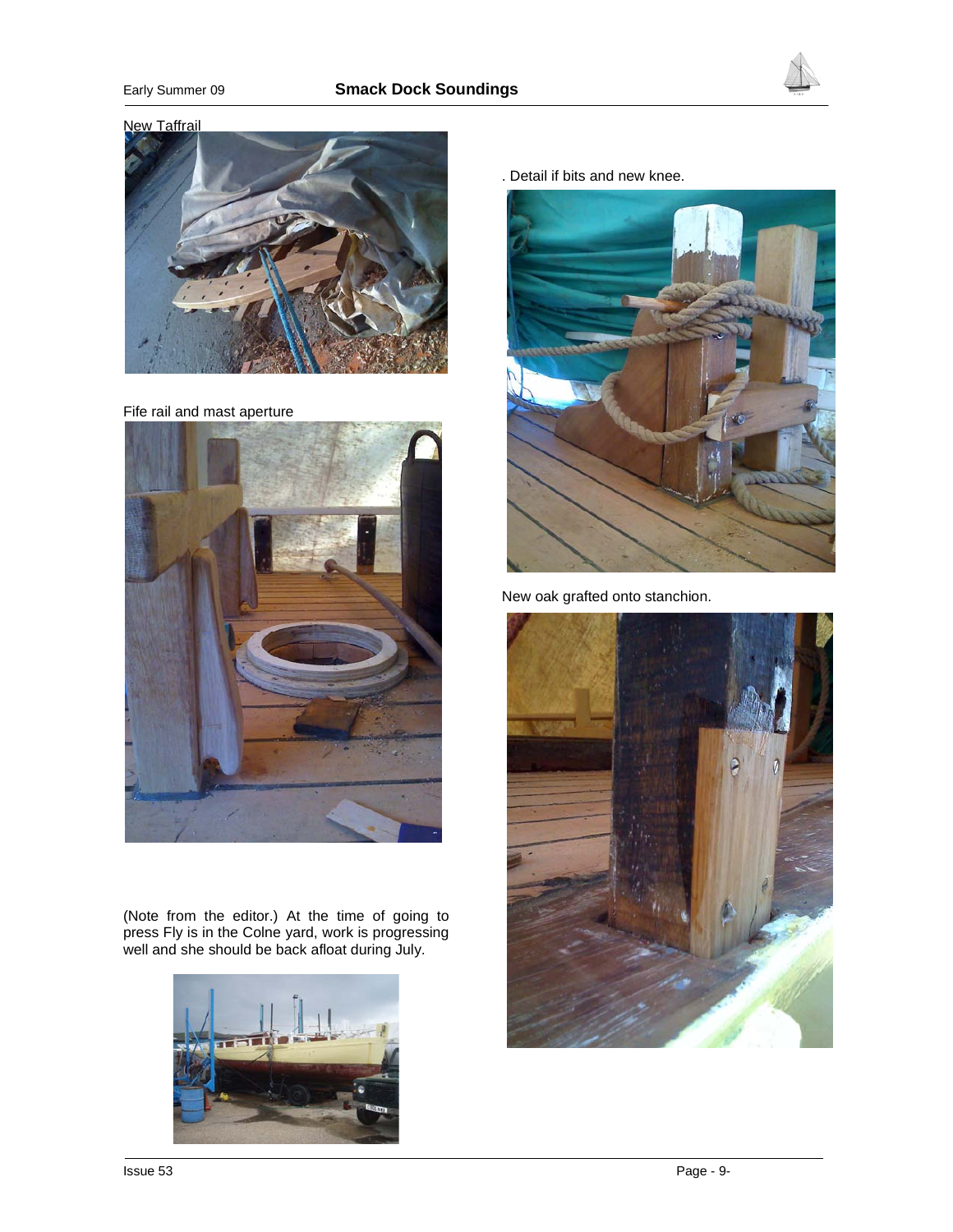New Taffrail

Fife rail and mast aperture

(Note from the editor.) At the time of going to press Fly is in the Colne yard, work is progressing well and she should be back afloat during July.

. Detail if bits and new knee.

New oak grafted onto stanchion.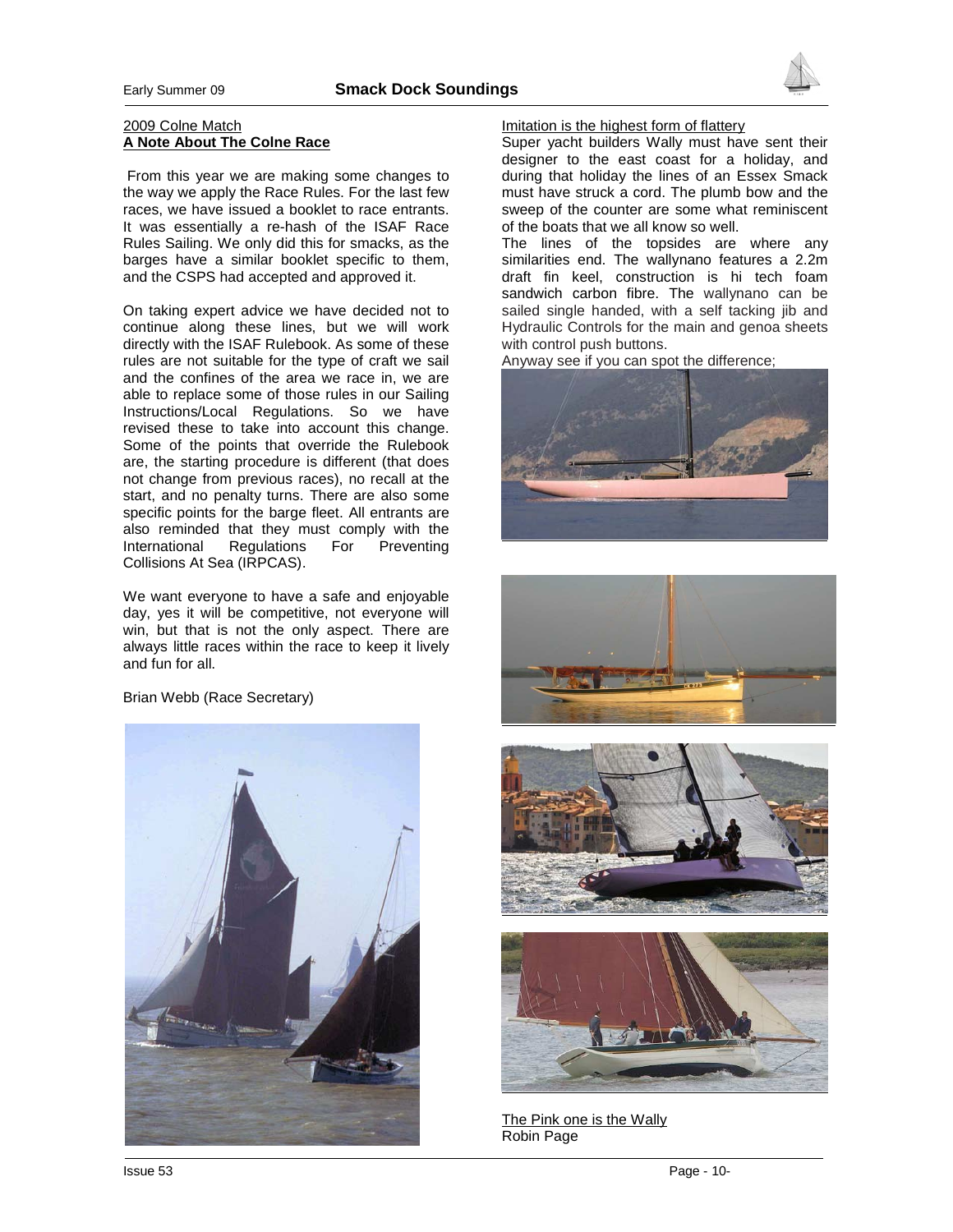2009 Colne Match

**A Note About The Colne Race**

From this year we are making some changes to the way we apply the Race Rules. For the last few races, we have issued a booklet to race entrants. It was essentially a re-hash of the ISAF Race Rules Sailing. We only did this for smacks, as the barges have a similar booklet specific to them, and the CSPS had accepted and approved it.

On taking expert advice we have decided not to continue along these lines, but we will work directly with the ISAF Rulebook. As some of these rules are not suitable for the type of craft we sail and the confines of the area we race in, we are able to replace some of those rules in our Sailing Instructions/Local Regulations. So we have revised these to take into account this change. Some of the points that override the Rulebook are, the starting procedure is different (that does not change from previous races), no recall at the start, and no penalty turns. There are also some specific points for the barge fleet. All entrants are also reminded that they must comply with the International Regulations For Preventing Collisions At Sea (IRPCAS).

We want everyone to have a safe and enjoyable day, yes it will be competitive, not everyone will win, but that is not the only aspect. There are always little races within the race to keep it lively and fun for all.

Brian Webb (Race Secretary)

Imitation is the highest form of flattery

Super yacht builders Wally must have sent their designer to the east coast for a holiday, and during that holiday the lines of an Essex Smack must have struck a cord. The plumb bow and the sweep of the counter are some what reminiscent of the boats that we all know so well.

The lines of the topsides are where any similarities end. The wallynano features a 2.2m draft fin keel, construction is hi tech foam sandwich carbon fibre. The wallynano can be sailed single handed, with a self tacking jib and Hydraulic Controls for the main and genoa sheets with control push buttons.

Anyway see if you can spot the difference;

The Pink one is the Wally

Robin Page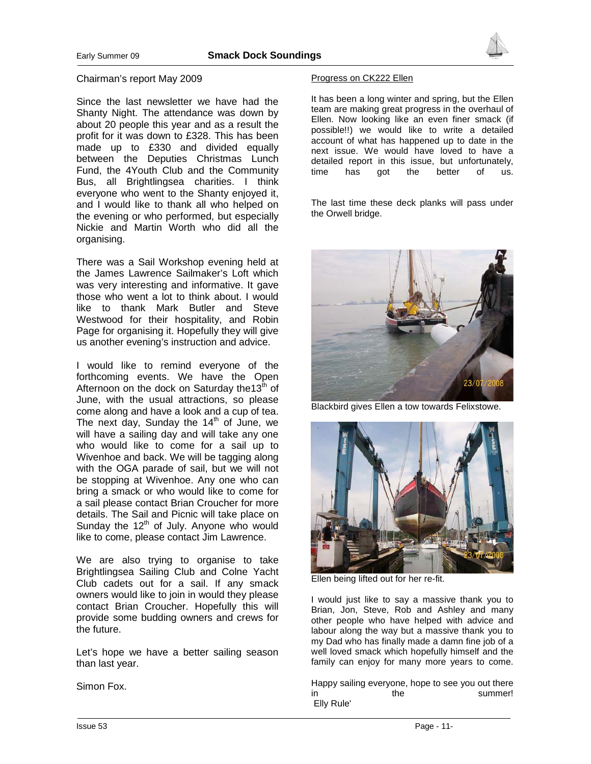## Chairman's report May 2009

Since the last newsletter we have had the Shanty Night. The attendance was down by about 20 people this year and as a result the profit for it was down to £328. This has been made up to £330 and divided equally between the Deputies Christmas Lunch Fund, the 4Youth Club and the Community Bus, all Brightlingsea charities. I think everyone who went to the Shanty enjoyed it, and I would like to thank all who helped on the evening or who performed, but especially Nickie and Martin Worth who did all the organising.

There was a Sail Workshop evening held at the James Lawrence Sailmaker's Loft which was very interesting and informative. It gave those who went a lot to think about. I would like to thank Mark Butler and Steve Westwood for their hospitality, and Robin Page for organising it. Hopefully they will give us another evening's instruction and advice.

I would like to remind everyone of the forthcoming events. We have the Open Afternoon on the dock on Saturday the13th of June, with the usual attractions, so please come along and have a look and a cup of tea. The next day, Sunday the 14th of June, we will have a sailing day and will take any one who would like to come for a sail up to Wivenhoe and back. We will be tagging along with the OGA parade of sail, but we will not be stopping at Wivenhoe. Any one who can bring a smack or who would like to come for a sail please contact Brian Croucher for more details. The Sail and Picnic will take place on Sunday the 12th of July. Anyone who would like to come, please contact Jim Lawrence.

We are also trying to organise to take Brightlingsea Sailing Club and Colne Yacht Club cadets out for a sail. If any smack owners would like to join in would they please contact Brian Croucher. Hopefully this will provide some budding owners and crews for the future.

Let's hope we have a better sailing season than last year.

Simon Fox.

## Progress on CK222 Ellen

It has been a long winter and spring, but the Ellen team are making great progress in the overhaul of Ellen. Now looking like an even finer smack (if possible!!) we would like to write a detailed account of what has happened up to date in the next issue. We would have loved to have a detailed report in this issue, but unfortunately, time has got the better of us.

The last time these deck planks will pass under the Orwell bridge.

Blackbird gives Ellen a tow towards Felixstowe.

Ellen being lifted out for her re-fit.

I would just like to say a massive thank you to Brian, Jon, Steve, Rob and Ashley and many other people who have helped with advice and labour along the way but a massive thank you to my Dad who has finally made a damn fine job of a well loved smack which hopefully himself and the family can enjoy for many more years to come.

Happy sailing everyone, hope to see you out there in the summer!
Elly Rule'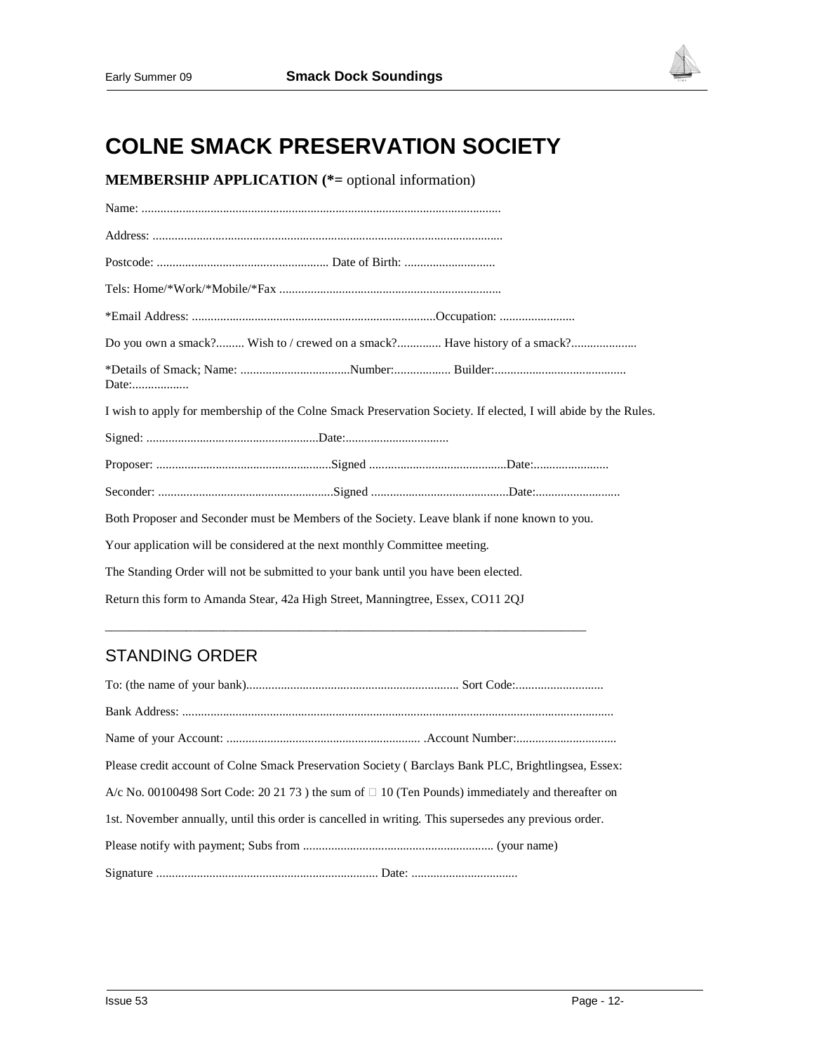# COLNE SMACK PRESERVATION SOCIETY

**MEMBERSHIP APPLICATION (*=** optional information)

Name: ......................................................................................................................

Address: ..................................................................................................................

Postcode: ....................................................... Date of Birth: .............................

Tels: Home/*Work/*Mobile/*Fax .......................................................................

*Email Address: ..............................................................................Occupation: ........................

Do you own a smack?......... Wish to / crewed on a smack?.............. Have history of a smack?.....................

*Details of Smack; Name: ...................................Number:.................. Builder:.......................................... Date:..................

I wish to apply for membership of the Colne Smack Preservation Society. If elected, I will abide by the Rules.

Signed: .......................................................Date:.................................

Proposer: ........................................................Signed ............................................Date:........................

Seconder: ........................................................Signed ............................................Date:...........................

Both Proposer and Seconder must be Members of the Society. Leave blank if none known to you.

Your application will be considered at the next monthly Committee meeting.

The Standing Order will not be submitted to your bank until you have been elected.

Return this form to Amanda Stear, 42a High Street, Manningtree, Essex, CO11 2QJ

---

## STANDING ORDER

To: (the name of your bank).................................................................... Sort Code:............................

Bank Address: ..........................................................................................................................................

Name of your Account: .............................................................. .Account Number:................................

Please credit account of Colne Smack Preservation Society ( Barclays Bank PLC, Brightlingsea, Essex:

A/c No. 00100498 Sort Code: 20 21 73 ) the sum of □ 10 (Ten Pounds) immediately and thereafter on

1st. November annually, until this order is cancelled in writing. This supersedes any previous order.

Please notify with payment; Subs from ............................................................. (your name)

Signature ....................................................................... Date: ..................................